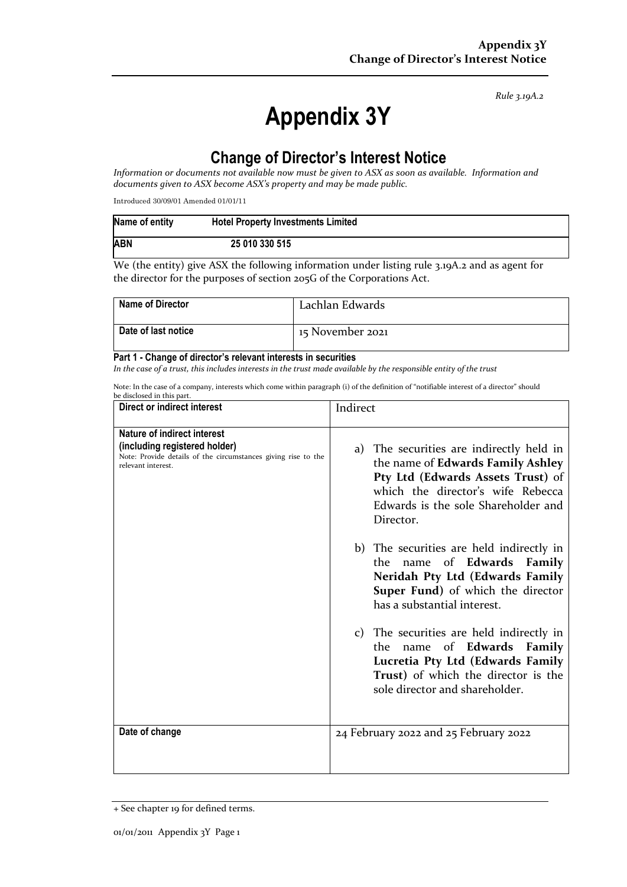# Appendix 3Y

*Rule 3.19A.2*

## Change of Director's Interest Notice

*Information or documents not available now must be given to ASX as soon as available. Information and documents given to ASX become ASX's property and may be made public.*

Introduced 30/09/01 Amended 01/01/11

| Name of entity | Hotel Property Investments Limited |
|---|---|
| ABN | 25 010 330 515 |

We (the entity) give ASX the following information under listing rule 3.19A.2 and as agent for the director for the purposes of section 205G of the Corporations Act.

| Name of Director | Lachlan Edwards |
|---|---|
| Date of last notice | 15 November 2021 |

### Part 1 - Change of director's relevant interests in securities

*In the case of a trust, this includes interests in the trust made available by the responsible entity of the trust*

Note: In the case of a company, interests which come within paragraph (i) of the definition of "notifiable interest of a director" should be disclosed in this part.

| Direct or indirect interest | Indirect |
|---|---|
| **Nature of indirect interest (including registered holder)**<br>Note: Provide details of the circumstances giving rise to the relevant interest. | a) The securities are indirectly held in the name of **Edwards Family Ashley Pty Ltd (Edwards Assets Trust)** of which the director's wife Rebecca Edwards is the sole Shareholder and Director.<br><br>b) The securities are held indirectly in the name of **Edwards Family Neridah Pty Ltd (Edwards Family Super Fund)** of which the director has a substantial interest.<br><br>c) The securities are held indirectly in the name of **Edwards Family Lucretia Pty Ltd (Edwards Family Trust)** of which the director is the sole director and shareholder. |
| Date of change | 24 February 2022 and 25 February 2022 |

+ See chapter 19 for defined terms.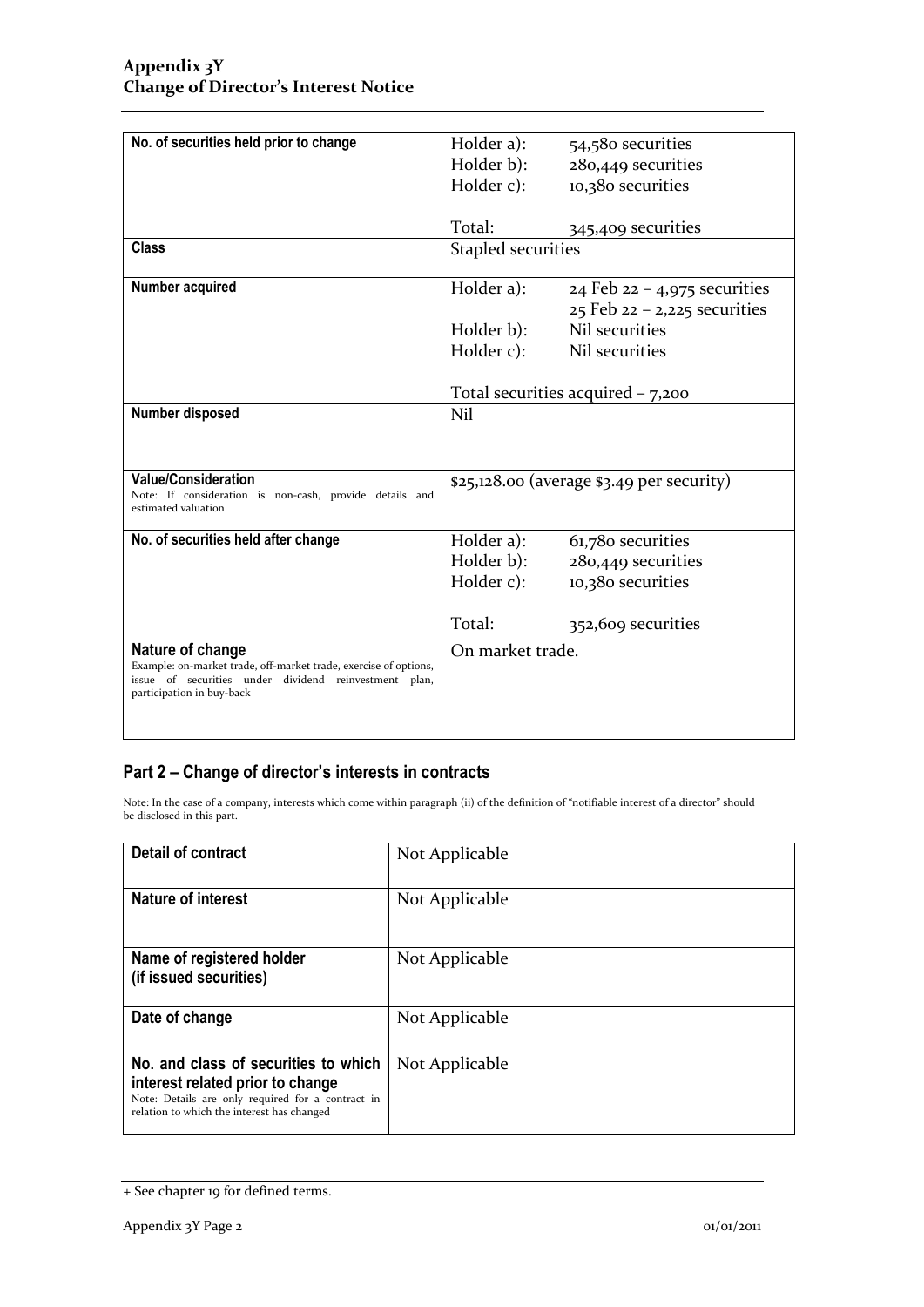| No. of securities held prior to change | Holder a): 54,580 securities<br>Holder b): 280,449 securities<br>Holder c): 10,380 securities<br><br>Total: 345,409 securities |
|---|---|
| **Class** | Stapled securities |
| **Number acquired** | Holder a): 24 Feb 22 – 4,975 securities<br>25 Feb 22 – 2,225 securities<br>Holder b): Nil securities<br>Holder c): Nil securities<br><br>Total securities acquired – 7,200 |
| **Number disposed** | Nil |
| **Value/Consideration**<br>Note: If consideration is non-cash, provide details and estimated valuation | $25,128.00 (average $3.49 per security) |
| **No. of securities held after change** | Holder a): 61,780 securities<br>Holder b): 280,449 securities<br>Holder c): 10,380 securities<br><br>Total: 352,609 securities |
| **Nature of change**<br>Example: on-market trade, off-market trade, exercise of options, issue of securities under dividend reinvestment plan, participation in buy-back | On market trade. |

## Part 2 – Change of director's interests in contracts

Note: In the case of a company, interests which come within paragraph (ii) of the definition of "notifiable interest of a director" should be disclosed in this part.

| Detail of contract | Not Applicable |
|---|---|
| **Nature of interest** | Not Applicable |
| **Name of registered holder (if issued securities)** | Not Applicable |
| **Date of change** | Not Applicable |
| **No. and class of securities to which interest related prior to change**<br>Note: Details are only required for a contract in relation to which the interest has changed | Not Applicable |

+ See chapter 19 for defined terms.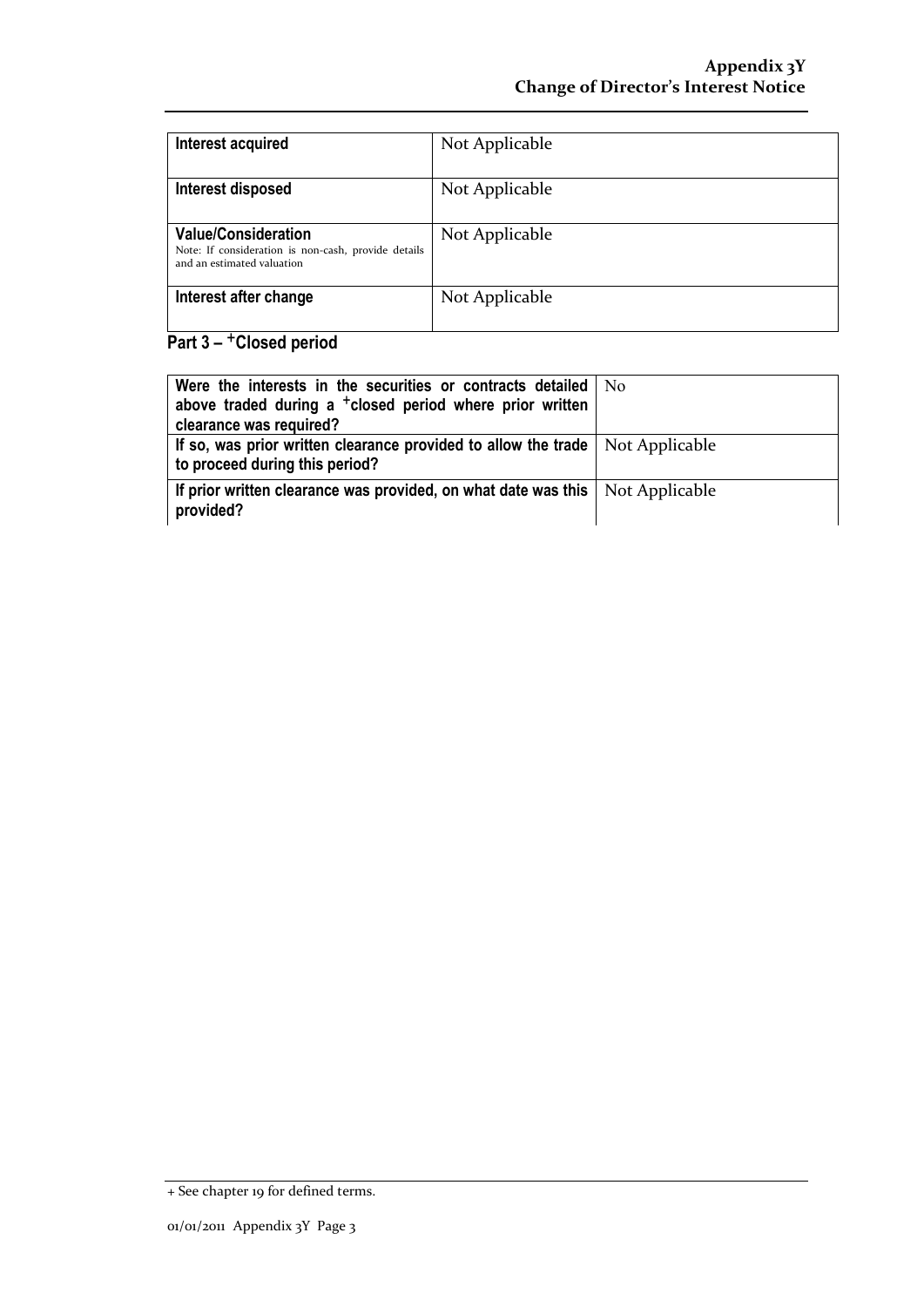| | |
|---|---|
| **Interest acquired** | Not Applicable |
| **Interest disposed** | Not Applicable |
| **Value/Consideration**<br>Note: If consideration is non-cash, provide details and an estimated valuation | Not Applicable |
| **Interest after change** | Not Applicable |

## Part 3 – +Closed period

| | |
|---|---|
| **Were the interests in the securities or contracts detailed above traded during a +closed period where prior written clearance was required?** | No |
| **If so, was prior written clearance provided to allow the trade to proceed during this period?** | Not Applicable |
| **If prior written clearance was provided, on what date was this provided?** | Not Applicable |

+ See chapter 19 for defined terms.